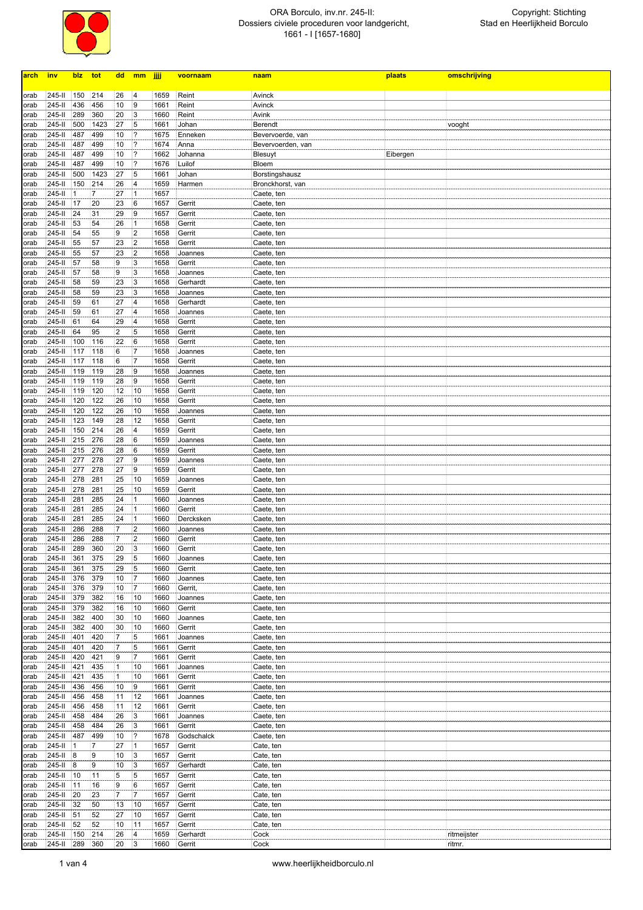ORA Borculo, inv.nr. 245-II:
Dossiers civiele proceduren voor landgericht,
1661 - I [1657-1680]

Copyright: Stichting Stad en Heerlijkheid Borculo

| arch | inv | blz | tot | dd | mm | jjjj | voornaam | naam | plaats | omschrijving |
|---|---|---|---|---|---|---|---|---|---|---|
| orab | 245-II | 150 | 214 | 26 | 4 | 1659 | Reint | Avinck | | |
| orab | 245-II | 436 | 456 | 10 | 9 | 1661 | Reint | Avinck | | |
| orab | 245-II | 289 | 360 | 20 | 3 | 1660 | Reint | Avink | | |
| orab | 245-II | 500 | 1423 | 27 | 5 | 1661 | Johan | Berendt | | vooght |
| orab | 245-II | 487 | 499 | 10 | ? | 1675 | Enneken | Bevervoerde, van | | |
| orab | 245-II | 487 | 499 | 10 | ? | 1674 | Anna | Bevervoerden, van | | |
| orab | 245-II | 487 | 499 | 10 | ? | 1662 | Johanna | Blesuyt | Eibergen | |
| orab | 245-II | 487 | 499 | 10 | ? | 1676 | Luilof | Bloem | | |
| orab | 245-II | 500 | 1423 | 27 | 5 | 1661 | Johan | Borstingshausz | | |
| orab | 245-II | 150 | 214 | 26 | 4 | 1659 | Harmen | Bronckhorst, van | | |
| orab | 245-II | 1 | 7 | 27 | 1 | 1657 | | Caete, ten | | |
| orab | 245-II | 17 | 20 | 23 | 6 | 1657 | Gerrit | Caete, ten | | |
| orab | 245-II | 24 | 31 | 29 | 9 | 1657 | Gerrit | Caete, ten | | |
| orab | 245-II | 53 | 54 | 26 | 1 | 1658 | Gerrit | Caete, ten | | |
| orab | 245-II | 54 | 55 | 9 | 2 | 1658 | Gerrit | Caete, ten | | |
| orab | 245-II | 55 | 57 | 23 | 2 | 1658 | Gerrit | Caete, ten | | |
| orab | 245-II | 55 | 57 | 23 | 2 | 1658 | Joannes | Caete, ten | | |
| orab | 245-II | 57 | 58 | 9 | 3 | 1658 | Gerrit | Caete, ten | | |
| orab | 245-II | 57 | 58 | 9 | 3 | 1658 | Joannes | Caete, ten | | |
| orab | 245-II | 58 | 59 | 23 | 3 | 1658 | Gerhardt | Caete, ten | | |
| orab | 245-II | 58 | 59 | 23 | 3 | 1658 | Joannes | Caete, ten | | |
| orab | 245-II | 59 | 61 | 27 | 4 | 1658 | Gerhardt | Caete, ten | | |
| orab | 245-II | 59 | 61 | 27 | 4 | 1658 | Joannes | Caete, ten | | |
| orab | 245-II | 61 | 64 | 29 | 4 | 1658 | Gerrit | Caete, ten | | |
| orab | 245-II | 64 | 95 | 2 | 5 | 1658 | Gerrit | Caete, ten | | |
| orab | 245-II | 100 | 116 | 22 | 6 | 1658 | Gerrit | Caete, ten | | |
| orab | 245-II | 117 | 118 | 6 | 7 | 1658 | Joannes | Caete, ten | | |
| orab | 245-II | 117 | 118 | 6 | 7 | 1658 | Gerrit | Caete, ten | | |
| orab | 245-II | 119 | 119 | 28 | 9 | 1658 | Joannes | Caete, ten | | |
| orab | 245-II | 119 | 119 | 28 | 9 | 1658 | Gerrit | Caete, ten | | |
| orab | 245-II | 119 | 120 | 12 | 10 | 1658 | Gerrit | Caete, ten | | |
| orab | 245-II | 120 | 122 | 26 | 10 | 1658 | Gerrit | Caete, ten | | |
| orab | 245-II | 120 | 122 | 26 | 10 | 1658 | Joannes | Caete, ten | | |
| orab | 245-II | 123 | 149 | 28 | 12 | 1658 | Gerrit | Caete, ten | | |
| orab | 245-II | 150 | 214 | 26 | 4 | 1659 | Gerrit | Caete, ten | | |
| orab | 245-II | 215 | 276 | 28 | 6 | 1659 | Joannes | Caete, ten | | |
| orab | 245-II | 215 | 276 | 28 | 6 | 1659 | Gerrit | Caete, ten | | |
| orab | 245-II | 277 | 278 | 27 | 9 | 1659 | Joannes | Caete, ten | | |
| orab | 245-II | 277 | 278 | 27 | 9 | 1659 | Gerrit | Caete, ten | | |
| orab | 245-II | 278 | 281 | 25 | 10 | 1659 | Joannes | Caete, ten | | |
| orab | 245-II | 278 | 281 | 25 | 10 | 1659 | Gerrit | Caete, ten | | |
| orab | 245-II | 281 | 285 | 24 | 1 | 1660 | Joannes | Caete, ten | | |
| orab | 245-II | 281 | 285 | 24 | 1 | 1660 | Gerrit | Caete, ten | | |
| orab | 245-II | 281 | 285 | 24 | 1 | 1660 | Dercksken | Caete, ten | | |
| orab | 245-II | 286 | 288 | 7 | 2 | 1660 | Joannes | Caete, ten | | |
| orab | 245-II | 286 | 288 | 7 | 2 | 1660 | Gerrit | Caete, ten | | |
| orab | 245-II | 289 | 360 | 20 | 3 | 1660 | Gerrit | Caete, ten | | |
| orab | 245-II | 361 | 375 | 29 | 5 | 1660 | Joannes | Caete, ten | | |
| orab | 245-II | 361 | 375 | 29 | 5 | 1660 | Gerrit | Caete, ten | | |
| orab | 245-II | 376 | 379 | 10 | 7 | 1660 | Joannes | Caete, ten | | |
| orab | 245-II | 376 | 379 | 10 | 7 | 1660 | Gerrit, | Caete, ten | | |
| orab | 245-II | 379 | 382 | 16 | 10 | 1660 | Joannes | Caete, ten | | |
| orab | 245-II | 379 | 382 | 16 | 10 | 1660 | Gerrit | Caete, ten | | |
| orab | 245-II | 382 | 400 | 30 | 10 | 1660 | Joannes | Caete, ten | | |
| orab | 245-II | 382 | 400 | 30 | 10 | 1660 | Gerrit | Caete, ten | | |
| orab | 245-II | 401 | 420 | 7 | 5 | 1661 | Joannes | Caete, ten | | |
| orab | 245-II | 401 | 420 | 7 | 5 | 1661 | Gerrit | Caete, ten | | |
| orab | 245-II | 420 | 421 | 9 | 7 | 1661 | Gerrit | Caete, ten | | |
| orab | 245-II | 421 | 435 | 1 | 10 | 1661 | Joannes | Caete, ten | | |
| orab | 245-II | 421 | 435 | 1 | 10 | 1661 | Gerrit | Caete, ten | | |
| orab | 245-II | 436 | 456 | 10 | 9 | 1661 | Gerrit | Caete, ten | | |
| orab | 245-II | 456 | 458 | 11 | 12 | 1661 | Joannes | Caete, ten | | |
| orab | 245-II | 456 | 458 | 11 | 12 | 1661 | Gerrit | Caete, ten | | |
| orab | 245-II | 458 | 484 | 26 | 3 | 1661 | Joannes | Caete, ten | | |
| orab | 245-II | 458 | 484 | 26 | 3 | 1661 | Gerrit | Caete, ten | | |
| orab | 245-II | 487 | 499 | 10 | ? | 1678 | Godschalck | Caete, ten | | |
| orab | 245-II | 1 | 7 | 27 | 1 | 1657 | Gerrit | Cate, ten | | |
| orab | 245-II | 8 | 9 | 10 | 3 | 1657 | Gerrit | Cate, ten | | |
| orab | 245-II | 8 | 9 | 10 | 3 | 1657 | Gerhardt | Cate, ten | | |
| orab | 245-II | 10 | 11 | 5 | 5 | 1657 | Gerrit | Cate, ten | | |
| orab | 245-II | 11 | 16 | 9 | 6 | 1657 | Gerrit | Cate, ten | | |
| orab | 245-II | 20 | 23 | 7 | 7 | 1657 | Gerrit | Cate, ten | | |
| orab | 245-II | 32 | 50 | 13 | 10 | 1657 | Gerrit | Cate, ten | | |
| orab | 245-II | 51 | 52 | 27 | 10 | 1657 | Gerrit | Cate, ten | | |
| orab | 245-II | 52 | 52 | 10 | 11 | 1657 | Gerrit | Cate, ten | | |
| orab | 245-II | 150 | 214 | 26 | 4 | 1659 | Gerhardt | Cock | | ritmeijster |
| orab | 245-II | 289 | 360 | 20 | 3 | 1660 | Gerrit | Cock | | ritmr. |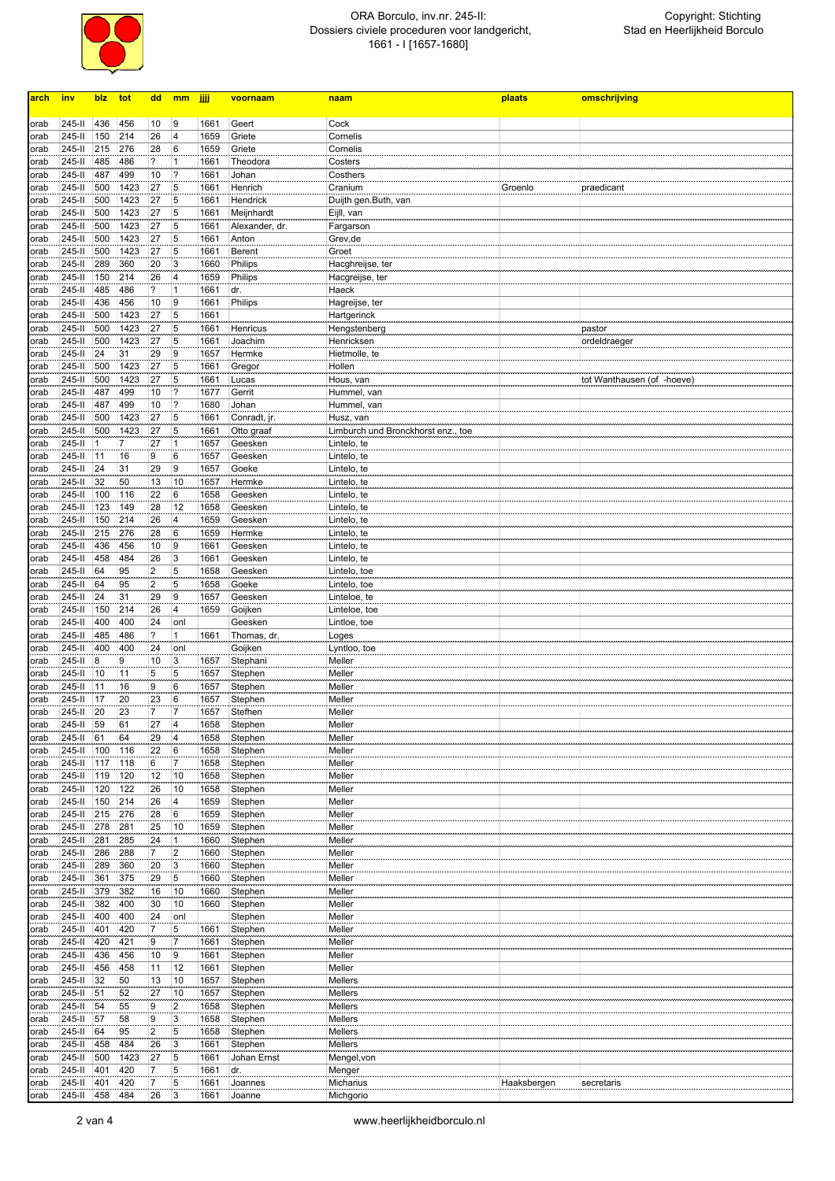| arch | inv | blz | tot | dd | mm | jjjj | voornaam | naam | plaats | omschrijving |
|---|---|---|---|---|---|---|---|---|---|---|
| orab | 245-II | 436 | 456 | 10 | 9 | 1661 | Geert | Cock | | |
| orab | 245-II | 150 | 214 | 26 | 4 | 1659 | Griete | Cornelis | | |
| orab | 245-II | 215 | 276 | 28 | 6 | 1659 | Griete | Cornelis | | |
| orab | 245-II | 485 | 486 | ? | 1 | 1661 | Theodora | Costers | | |
| orab | 245-II | 487 | 499 | 10 | ? | 1661 | Johan | Costhers | | |
| orab | 245-II | 500 | 1423 | 27 | 5 | 1661 | Henrich | Cranium | Groenlo | praedicant |
| orab | 245-II | 500 | 1423 | 27 | 5 | 1661 | Hendrick | Duijth gen.Buth, van | | |
| orab | 245-II | 500 | 1423 | 27 | 5 | 1661 | Meijnhardt | Eijll, van | | |
| orab | 245-II | 500 | 1423 | 27 | 5 | 1661 | Alexander, dr. | Fargarson | | |
| orab | 245-II | 500 | 1423 | 27 | 5 | 1661 | Anton | Grev,de | | |
| orab | 245-II | 500 | 1423 | 27 | 5 | 1661 | Berent | Groet | | |
| orab | 245-II | 289 | 360 | 20 | 3 | 1660 | Philips | Hacghreijse, ter | | |
| orab | 245-II | 150 | 214 | 26 | 4 | 1659 | Philips | Hacgreijse, ter | | |
| orab | 245-II | 485 | 486 | ? | 1 | 1661 | dr. | Haeck | | |
| orab | 245-II | 436 | 456 | 10 | 9 | 1661 | Philips | Hagreijse, ter | | |
| orab | 245-II | 500 | 1423 | 27 | 5 | 1661 | | Hartgerinck | | |
| orab | 245-II | 500 | 1423 | 27 | 5 | 1661 | Henricus | Hengstenberg | | pastor |
| orab | 245-II | 500 | 1423 | 27 | 5 | 1661 | Joachim | Henricksen | | ordeldraeger |
| orab | 245-II | 24 | 31 | 29 | 9 | 1657 | Hermke | Hietmolle, te | | |
| orab | 245-II | 500 | 1423 | 27 | 5 | 1661 | Gregor | Hollen | | |
| orab | 245-II | 500 | 1423 | 27 | 5 | 1661 | Lucas | Hous, van | | tot Wanthausen (of -hoeve) |
| orab | 245-II | 487 | 499 | 10 | ? | 1677 | Gerrit | Hummel, van | | |
| orab | 245-II | 487 | 499 | 10 | ? | 1680 | Johan | Hummel, van | | |
| orab | 245-II | 500 | 1423 | 27 | 5 | 1661 | Conradt, jr. | Husz, van | | |
| orab | 245-II | 500 | 1423 | 27 | 5 | 1661 | Otto graaf | Limburch und Bronckhorst enz., toe | | |
| orab | 245-II | 1 | 7 | 27 | 1 | 1657 | Geesken | Lintelo, te | | |
| orab | 245-II | 11 | 16 | 9 | 6 | 1657 | Geesken | Lintelo, te | | |
| orab | 245-II | 24 | 31 | 29 | 9 | 1657 | Goeke | Lintelo, te | | |
| orab | 245-II | 32 | 50 | 13 | 10 | 1657 | Hermke | Lintelo, te | | |
| orab | 245-II | 100 | 116 | 22 | 6 | 1658 | Geesken | Lintelo, te | | |
| orab | 245-II | 123 | 149 | 28 | 12 | 1658 | Geesken | Lintelo, te | | |
| orab | 245-II | 150 | 214 | 26 | 4 | 1659 | Geesken | Lintelo, te | | |
| orab | 245-II | 215 | 276 | 28 | 6 | 1659 | Hermke | Lintelo, te | | |
| orab | 245-II | 436 | 456 | 10 | 9 | 1661 | Geesken | Lintelo, te | | |
| orab | 245-II | 458 | 484 | 26 | 3 | 1661 | Geesken | Lintelo, te | | |
| orab | 245-II | 64 | 95 | 2 | 5 | 1658 | Geesken | Lintelo, toe | | |
| orab | 245-II | 64 | 95 | 2 | 5 | 1658 | Goeke | Lintelo, toe | | |
| orab | 245-II | 24 | 31 | 29 | 9 | 1657 | Geesken | Linteloe, te | | |
| orab | 245-II | 150 | 214 | 26 | 4 | 1659 | Goijken | Linteloe, toe | | |
| orab | 245-II | 400 | 400 | 24 | onl | | Geesken | Lintloe, toe | | |
| orab | 245-II | 485 | 486 | ? | 1 | 1661 | Thomas, dr. | Loges | | |
| orab | 245-II | 400 | 400 | 24 | onl | | Goijken | Lyntloo, toe | | |
| orab | 245-II | 8 | 9 | 10 | 3 | 1657 | Stephani | Meller | | |
| orab | 245-II | 10 | 11 | 5 | 5 | 1657 | Stephen | Meller | | |
| orab | 245-II | 11 | 16 | 9 | 6 | 1657 | Stephen | Meller | | |
| orab | 245-II | 17 | 20 | 23 | 6 | 1657 | Stephen | Meller | | |
| orab | 245-II | 20 | 23 | 7 | 7 | 1657 | Stefhen | Meller | | |
| orab | 245-II | 59 | 61 | 27 | 4 | 1658 | Stephen | Meller | | |
| orab | 245-II | 61 | 64 | 29 | 4 | 1658 | Stephen | Meller | | |
| orab | 245-II | 100 | 116 | 22 | 6 | 1658 | Stephen | Meller | | |
| orab | 245-II | 117 | 118 | 6 | 7 | 1658 | Stephen | Meller | | |
| orab | 245-II | 119 | 120 | 12 | 10 | 1658 | Stephen | Meller | | |
| orab | 245-II | 120 | 122 | 26 | 10 | 1658 | Stephen | Meller | | |
| orab | 245-II | 150 | 214 | 26 | 4 | 1659 | Stephen | Meller | | |
| orab | 245-II | 215 | 276 | 28 | 6 | 1659 | Stephen | Meller | | |
| orab | 245-II | 278 | 281 | 25 | 10 | 1659 | Stephen | Meller | | |
| orab | 245-II | 281 | 285 | 24 | 1 | 1660 | Stephen | Meller | | |
| orab | 245-II | 286 | 288 | 7 | 2 | 1660 | Stephen | Meller | | |
| orab | 245-II | 289 | 360 | 20 | 3 | 1660 | Stephen | Meller | | |
| orab | 245-II | 361 | 375 | 29 | 5 | 1660 | Stephen | Meller | | |
| orab | 245-II | 379 | 382 | 16 | 10 | 1660 | Stephen | Meller | | |
| orab | 245-II | 382 | 400 | 30 | 10 | 1660 | Stephen | Meller | | |
| orab | 245-II | 400 | 400 | 24 | onl | | Stephen | Meller | | |
| orab | 245-II | 401 | 420 | 7 | 5 | 1661 | Stephen | Meller | | |
| orab | 245-II | 420 | 421 | 9 | 7 | 1661 | Stephen | Meller | | |
| orab | 245-II | 436 | 456 | 10 | 9 | 1661 | Stephen | Meller | | |
| orab | 245-II | 456 | 458 | 11 | 12 | 1661 | Stephen | Meller | | |
| orab | 245-II | 32 | 50 | 13 | 10 | 1657 | Stephen | Mellers | | |
| orab | 245-II | 51 | 52 | 27 | 10 | 1657 | Stephen | Mellers | | |
| orab | 245-II | 54 | 55 | 9 | 2 | 1658 | Stephen | Mellers | | |
| orab | 245-II | 57 | 58 | 9 | 3 | 1658 | Stephen | Mellers | | |
| orab | 245-II | 64 | 95 | 2 | 5 | 1658 | Stephen | Mellers | | |
| orab | 245-II | 458 | 484 | 26 | 3 | 1661 | Stephen | Mellers | | |
| orab | 245-II | 500 | 1423 | 27 | 5 | 1661 | Johan Ernst | Mengel,von | | |
| orab | 245-II | 401 | 420 | 7 | 5 | 1661 | dr. | Menger | | |
| orab | 245-II | 401 | 420 | 7 | 5 | 1661 | Joannes | Micharius | Haaksbergen | secretaris |
| orab | 245-II | 458 | 484 | 26 | 3 | 1661 | Joanne | Michgorio | | |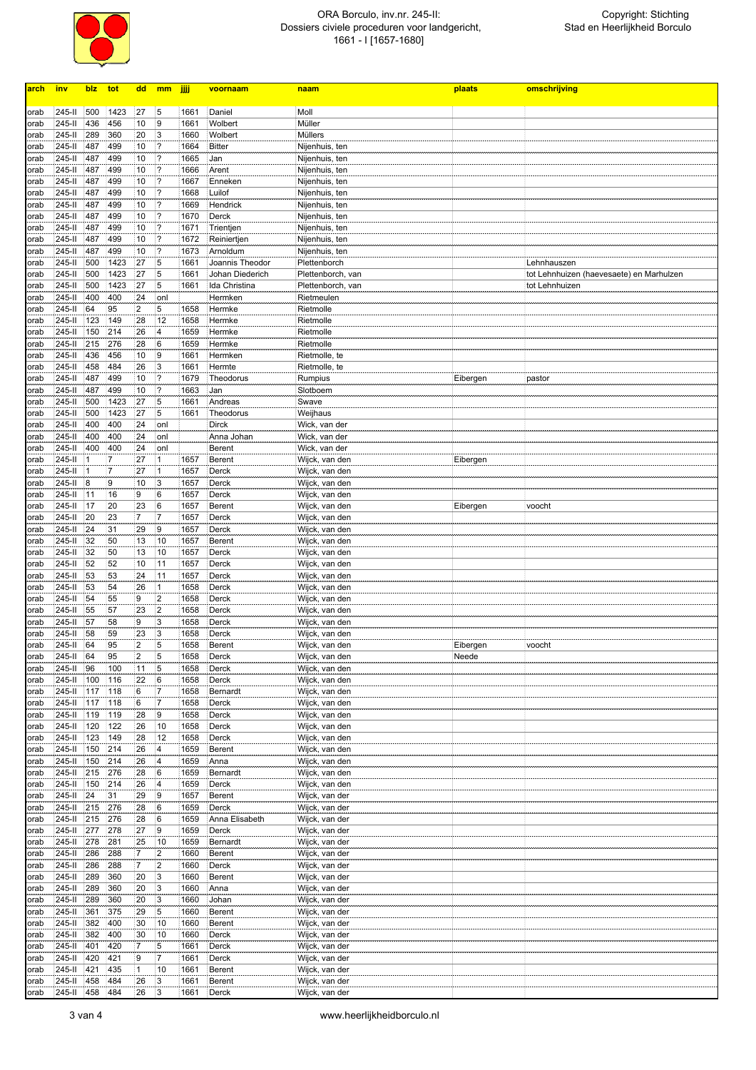| arch | inv | blz | tot | dd | mm | jjjj | voornaam | naam | plaats | omschrijving |
|---|---|---|---|---|---|---|---|---|---|---|
| orab | 245-II | 500 | 1423 | 27 | 5 | 1661 | Daniel | Moll | | |
| orab | 245-II | 436 | 456 | 10 | 9 | 1661 | Wolbert | Müller | | |
| orab | 245-II | 289 | 360 | 20 | 3 | 1660 | Wolbert | Müllers | | |
| orab | 245-II | 487 | 499 | 10 | ? | 1664 | Bitter | Nijenhuis, ten | | |
| orab | 245-II | 487 | 499 | 10 | ? | 1665 | Jan | Nijenhuis, ten | | |
| orab | 245-II | 487 | 499 | 10 | ? | 1666 | Arent | Nijenhuis, ten | | |
| orab | 245-II | 487 | 499 | 10 | ? | 1667 | Enneken | Nijenhuis, ten | | |
| orab | 245-II | 487 | 499 | 10 | ? | 1668 | Luilof | Nijenhuis, ten | | |
| orab | 245-II | 487 | 499 | 10 | ? | 1669 | Hendrick | Nijenhuis, ten | | |
| orab | 245-II | 487 | 499 | 10 | ? | 1670 | Derck | Nijenhuis, ten | | |
| orab | 245-II | 487 | 499 | 10 | ? | 1671 | Trientjen | Nijenhuis, ten | | |
| orab | 245-II | 487 | 499 | 10 | ? | 1672 | Reiniertjen | Nijenhuis, ten | | |
| orab | 245-II | 487 | 499 | 10 | ? | 1673 | Arnoldum | Nijenhuis, ten | | |
| orab | 245-II | 500 | 1423 | 27 | 5 | 1661 | Joannis Theodor | Plettenborch | | Lehnhauszen |
| orab | 245-II | 500 | 1423 | 27 | 5 | 1661 | Johan Diederich | Plettenborch, van | | tot Lehnhuizen (haevesaete) en Marhulzen |
| orab | 245-II | 500 | 1423 | 27 | 5 | 1661 | Ida Christina | Plettenborch, van | | tot Lehnhuizen |
| orab | 245-II | 400 | 400 | 24 | onl | | Hermken | Rietmeulen | | |
| orab | 245-II | 64 | 95 | 2 | 5 | 1658 | Hermke | Rietmolle | | |
| orab | 245-II | 123 | 149 | 28 | 12 | 1658 | Hermke | Rietmolle | | |
| orab | 245-II | 150 | 214 | 26 | 4 | 1659 | Hermke | Rietmolle | | |
| orab | 245-II | 215 | 276 | 28 | 6 | 1659 | Hermke | Rietmolle | | |
| orab | 245-II | 436 | 456 | 10 | 9 | 1661 | Hermken | Rietmolle, te | | |
| orab | 245-II | 458 | 484 | 26 | 3 | 1661 | Hermte | Rietmolle, te | | |
| orab | 245-II | 487 | 499 | 10 | ? | 1679 | Theodorus | Rumpius | Eibergen | pastor |
| orab | 245-II | 487 | 499 | 10 | ? | 1663 | Jan | Slotboem | | |
| orab | 245-II | 500 | 1423 | 27 | 5 | 1661 | Andreas | Swave | | |
| orab | 245-II | 500 | 1423 | 27 | 5 | 1661 | Theodorus | Weijhaus | | |
| orab | 245-II | 400 | 400 | 24 | onl | | Dirck | Wick, van der | | |
| orab | 245-II | 400 | 400 | 24 | onl | | Anna Johan | Wick, van der | | |
| orab | 245-II | 400 | 400 | 24 | onl | | Berent | Wick, van der | | |
| orab | 245-II | 1 | 7 | 27 | 1 | 1657 | Berent | Wijck, van den | Eibergen | |
| orab | 245-II | 1 | 7 | 27 | 1 | 1657 | Derck | Wijck, van den | | |
| orab | 245-II | 8 | 9 | 10 | 3 | 1657 | Derck | Wijck, van den | | |
| orab | 245-II | 11 | 16 | 9 | 6 | 1657 | Derck | Wijck, van den | | |
| orab | 245-II | 17 | 20 | 23 | 6 | 1657 | Berent | Wijck, van den | Eibergen | voocht |
| orab | 245-II | 20 | 23 | 7 | 7 | 1657 | Derck | Wijck, van den | | |
| orab | 245-II | 24 | 31 | 29 | 9 | 1657 | Derck | Wijck, van den | | |
| orab | 245-II | 32 | 50 | 13 | 10 | 1657 | Berent | Wijck, van den | | |
| orab | 245-II | 32 | 50 | 13 | 10 | 1657 | Derck | Wijck, van den | | |
| orab | 245-II | 52 | 52 | 10 | 11 | 1657 | Derck | Wijck, van den | | |
| orab | 245-II | 53 | 53 | 24 | 11 | 1657 | Derck | Wijck, van den | | |
| orab | 245-II | 53 | 54 | 26 | 1 | 1658 | Derck | Wijck, van den | | |
| orab | 245-II | 54 | 55 | 9 | 2 | 1658 | Derck | Wijck, van den | | |
| orab | 245-II | 55 | 57 | 23 | 2 | 1658 | Derck | Wijck, van den | | |
| orab | 245-II | 57 | 58 | 9 | 3 | 1658 | Derck | Wijck, van den | | |
| orab | 245-II | 58 | 59 | 23 | 3 | 1658 | Derck | Wijck, van den | | |
| orab | 245-II | 64 | 95 | 2 | 5 | 1658 | Berent | Wijck, van den | Eibergen | voocht |
| orab | 245-II | 64 | 95 | 2 | 5 | 1658 | Derck | Wijck, van den | Neede | |
| orab | 245-II | 96 | 100 | 11 | 5 | 1658 | Derck | Wijck, van den | | |
| orab | 245-II | 100 | 116 | 22 | 6 | 1658 | Derck | Wijck, van den | | |
| orab | 245-II | 117 | 118 | 6 | 7 | 1658 | Bernardt | Wijck, van den | | |
| orab | 245-II | 117 | 118 | 6 | 7 | 1658 | Derck | Wijck, van den | | |
| orab | 245-II | 119 | 119 | 28 | 9 | 1658 | Derck | Wijck, van den | | |
| orab | 245-II | 120 | 122 | 26 | 10 | 1658 | Derck | Wijck, van den | | |
| orab | 245-II | 123 | 149 | 28 | 12 | 1658 | Derck | Wijck, van den | | |
| orab | 245-II | 150 | 214 | 26 | 4 | 1659 | Berent | Wijck, van den | | |
| orab | 245-II | 150 | 214 | 26 | 4 | 1659 | Anna | Wijck, van den | | |
| orab | 245-II | 215 | 276 | 28 | 6 | 1659 | Bernardt | Wijck, van den | | |
| orab | 245-II | 150 | 214 | 26 | 4 | 1659 | Derck | Wijck, van den | | |
| orab | 245-II | 24 | 31 | 29 | 9 | 1657 | Berent | Wijck, van der | | |
| orab | 245-II | 215 | 276 | 28 | 6 | 1659 | Derck | Wijck, van der | | |
| orab | 245-II | 215 | 276 | 28 | 6 | 1659 | Anna Elisabeth | Wijck, van der | | |
| orab | 245-II | 277 | 278 | 27 | 9 | 1659 | Derck | Wijck, van der | | |
| orab | 245-II | 278 | 281 | 25 | 10 | 1659 | Bernardt | Wijck, van der | | |
| orab | 245-II | 286 | 288 | 7 | 2 | 1660 | Berent | Wijck, van der | | |
| orab | 245-II | 286 | 288 | 7 | 2 | 1660 | Derck | Wijck, van der | | |
| orab | 245-II | 289 | 360 | 20 | 3 | 1660 | Berent | Wijck, van der | | |
| orab | 245-II | 289 | 360 | 20 | 3 | 1660 | Anna | Wijck, van der | | |
| orab | 245-II | 289 | 360 | 20 | 3 | 1660 | Johan | Wijck, van der | | |
| orab | 245-II | 361 | 375 | 29 | 5 | 1660 | Berent | Wijck, van der | | |
| orab | 245-II | 382 | 400 | 30 | 10 | 1660 | Berent | Wijck, van der | | |
| orab | 245-II | 382 | 400 | 30 | 10 | 1660 | Derck | Wijck, van der | | |
| orab | 245-II | 401 | 420 | 7 | 5 | 1661 | Derck | Wijck, van der | | |
| orab | 245-II | 420 | 421 | 9 | 7 | 1661 | Derck | Wijck, van der | | |
| orab | 245-II | 421 | 435 | 1 | 10 | 1661 | Berent | Wijck, van der | | |
| orab | 245-II | 458 | 484 | 26 | 3 | 1661 | Berent | Wijck, van der | | |
| orab | 245-II | 458 | 484 | 26 | 3 | 1661 | Derck | Wijck, van der | | |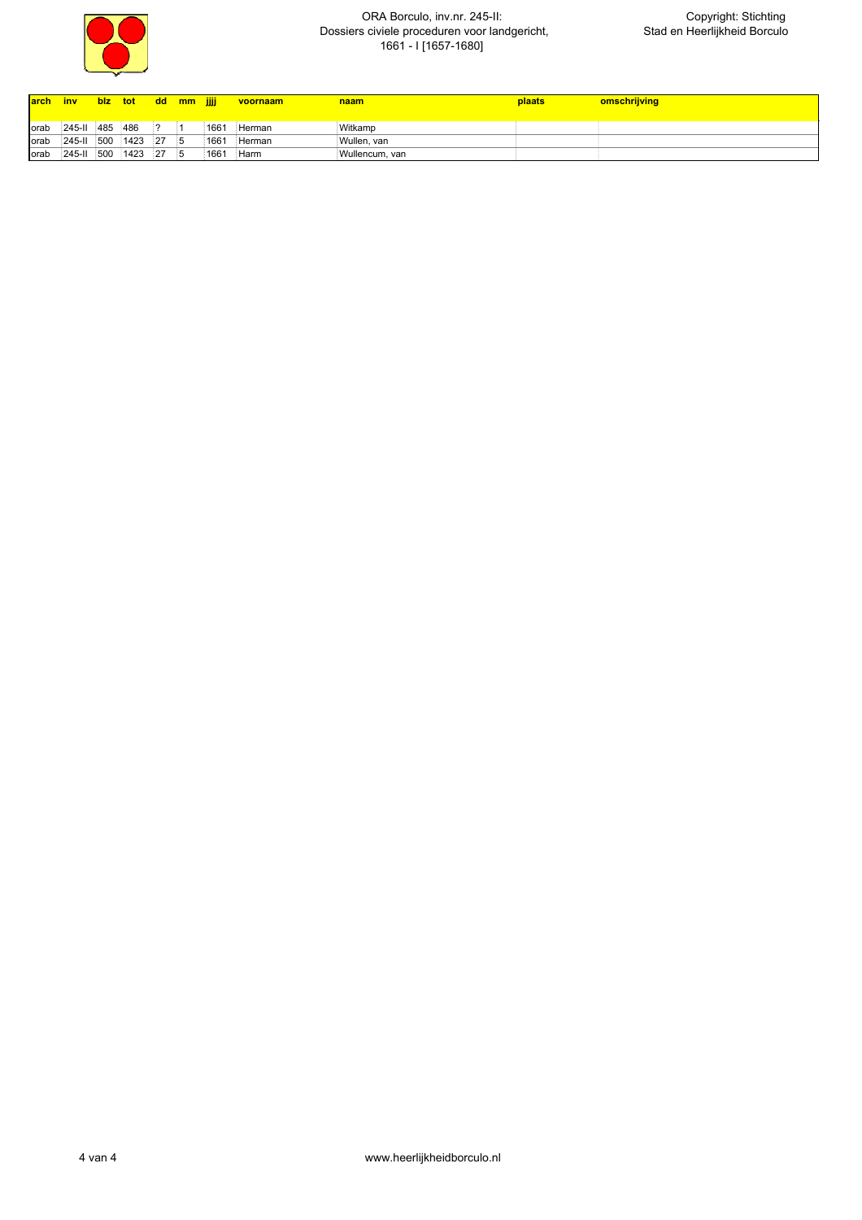| arch | inv | blz | tot | dd | mm | jjjj | voornaam | naam | plaats | omschrijving |
|---|---|---|---|---|---|---|---|---|---|---|
| orab | 245-II | 485 | 486 | ? | 1 | 1661 | Herman | Witkamp | | |
| orab | 245-II | 500 | 1423 | 27 | 5 | 1661 | Herman | Wullen, van | | |
| orab | 245-II | 500 | 1423 | 27 | 5 | 1661 | Harm | Wullencum, van | | |